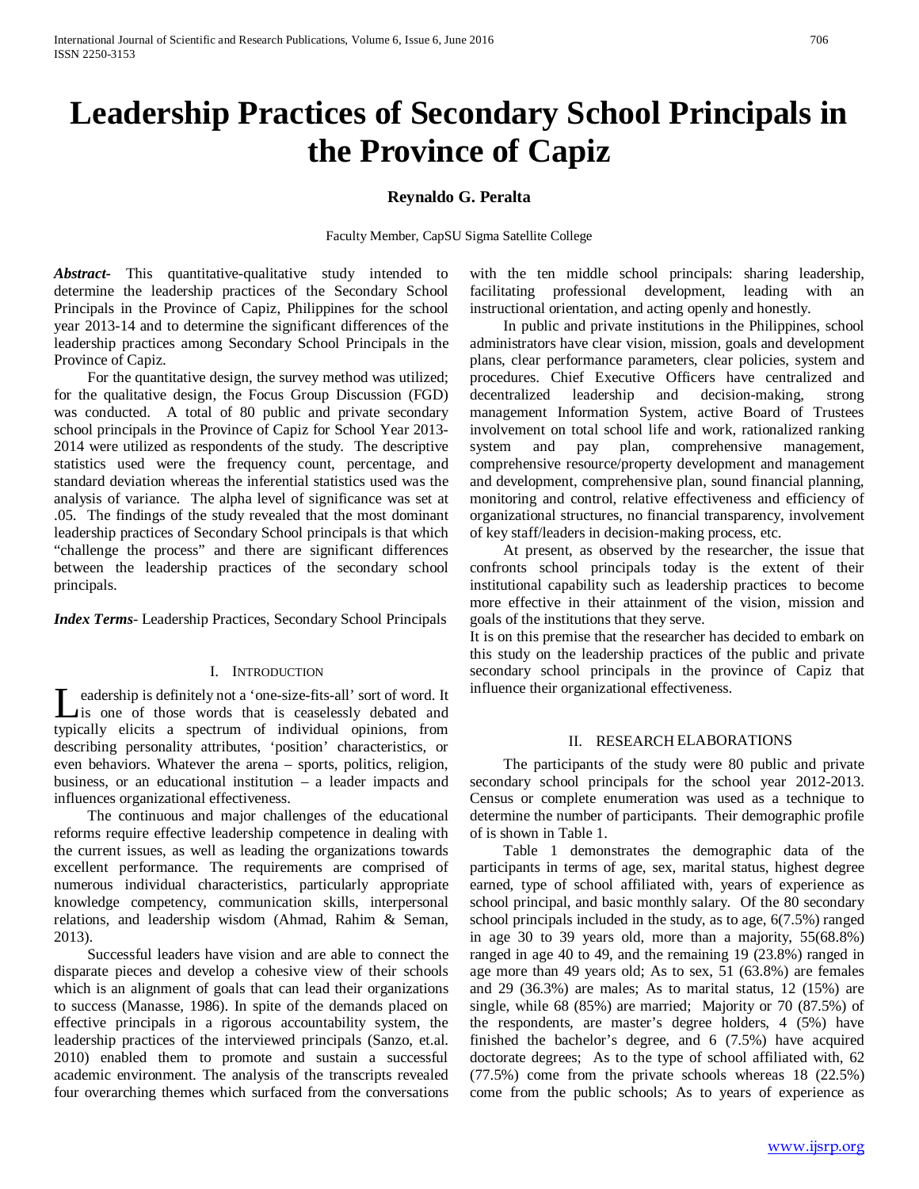# Leadership Practices of Secondary School Principals in the Province of Capiz

**Reynaldo G. Peralta**

Faculty Member, CapSU Sigma Satellite College

***Abstract-*** This quantitative-qualitative study intended to determine the leadership practices of the Secondary School Principals in the Province of Capiz, Philippines for the school year 2013-14 and to determine the significant differences of the leadership practices among Secondary School Principals in the Province of Capiz.

For the quantitative design, the survey method was utilized; for the qualitative design, the Focus Group Discussion (FGD) was conducted. A total of 80 public and private secondary school principals in the Province of Capiz for School Year 2013-2014 were utilized as respondents of the study. The descriptive statistics used were the frequency count, percentage, and standard deviation whereas the inferential statistics used was the analysis of variance. The alpha level of significance was set at .05. The findings of the study revealed that the most dominant leadership practices of Secondary School principals is that which "challenge the process" and there are significant differences between the leadership practices of the secondary school principals.

***Index Terms*-** Leadership Practices, Secondary School Principals

## I. Introduction

Leadership is definitely not a 'one-size-fits-all' sort of word. It is one of those words that is ceaselessly debated and typically elicits a spectrum of individual opinions, from describing personality attributes, 'position' characteristics, or even behaviors. Whatever the arena – sports, politics, religion, business, or an educational institution – a leader impacts and influences organizational effectiveness.

The continuous and major challenges of the educational reforms require effective leadership competence in dealing with the current issues, as well as leading the organizations towards excellent performance. The requirements are comprised of numerous individual characteristics, particularly appropriate knowledge competency, communication skills, interpersonal relations, and leadership wisdom (Ahmad, Rahim & Seman, 2013).

Successful leaders have vision and are able to connect the disparate pieces and develop a cohesive view of their schools which is an alignment of goals that can lead their organizations to success (Manasse, 1986). In spite of the demands placed on effective principals in a rigorous accountability system, the leadership practices of the interviewed principals (Sanzo, et.al. 2010) enabled them to promote and sustain a successful academic environment. The analysis of the transcripts revealed four overarching themes which surfaced from the conversations with the ten middle school principals: sharing leadership, facilitating professional development, leading with an instructional orientation, and acting openly and honestly.

In public and private institutions in the Philippines, school administrators have clear vision, mission, goals and development plans, clear performance parameters, clear policies, system and procedures. Chief Executive Officers have centralized and decentralized leadership and decision-making, strong management Information System, active Board of Trustees involvement on total school life and work, rationalized ranking system and pay plan, comprehensive management, comprehensive resource/property development and management and development, comprehensive plan, sound financial planning, monitoring and control, relative effectiveness and efficiency of organizational structures, no financial transparency, involvement of key staff/leaders in decision-making process, etc.

At present, as observed by the researcher, the issue that confronts school principals today is the extent of their institutional capability such as leadership practices to become more effective in their attainment of the vision, mission and goals of the institutions that they serve.

It is on this premise that the researcher has decided to embark on this study on the leadership practices of the public and private secondary school principals in the province of Capiz that influence their organizational effectiveness.

## II. Research Elaborations

The participants of the study were 80 public and private secondary school principals for the school year 2012-2013. Census or complete enumeration was used as a technique to determine the number of participants. Their demographic profile of is shown in Table 1.

Table 1 demonstrates the demographic data of the participants in terms of age, sex, marital status, highest degree earned, type of school affiliated with, years of experience as school principal, and basic monthly salary. Of the 80 secondary school principals included in the study, as to age, 6(7.5%) ranged in age 30 to 39 years old, more than a majority, 55(68.8%) ranged in age 40 to 49, and the remaining 19 (23.8%) ranged in age more than 49 years old; As to sex, 51 (63.8%) are females and 29 (36.3%) are males; As to marital status, 12 (15%) are single, while 68 (85%) are married; Majority or 70 (87.5%) of the respondents, are master's degree holders, 4 (5%) have finished the bachelor's degree, and 6 (7.5%) have acquired doctorate degrees; As to the type of school affiliated with, 62 (77.5%) come from the private schools whereas 18 (22.5%) come from the public schools; As to years of experience as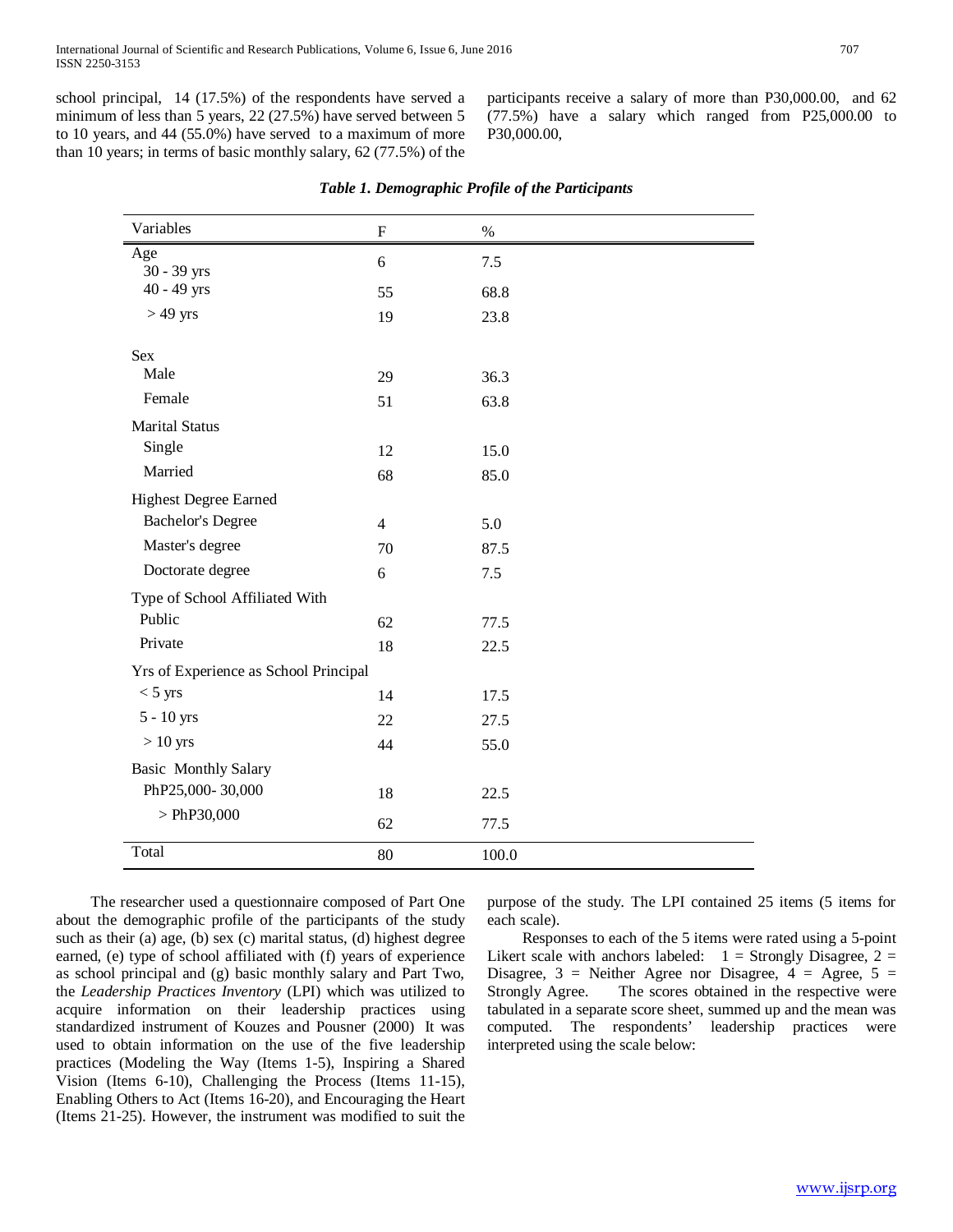school principal, 14 (17.5%) of the respondents have served a minimum of less than 5 years, 22 (27.5%) have served between 5 to 10 years, and 44 (55.0%) have served to a maximum of more than 10 years; in terms of basic monthly salary, 62 (77.5%) of the participants receive a salary of more than P30,000.00, and 62 (77.5%) have a salary which ranged from P25,000.00 to P30,000.00,

***Table 1. Demographic Profile of the Participants***

| Variables | F | % |
|---|---|---|
| Age | | |
| 30 - 39 yrs | 6 | 7.5 |
| 40 - 49 yrs | 55 | 68.8 |
| > 49 yrs | 19 | 23.8 |
| Sex | | |
| Male | 29 | 36.3 |
| Female | 51 | 63.8 |
| Marital Status | | |
| Single | 12 | 15.0 |
| Married | 68 | 85.0 |
| Highest Degree Earned | | |
| Bachelor's Degree | 4 | 5.0 |
| Master's degree | 70 | 87.5 |
| Doctorate degree | 6 | 7.5 |
| Type of School Affiliated With | | |
| Public | 62 | 77.5 |
| Private | 18 | 22.5 |
| Yrs of Experience as School Principal | | |
| < 5 yrs | 14 | 17.5 |
| 5 - 10 yrs | 22 | 27.5 |
| > 10 yrs | 44 | 55.0 |
| Basic Monthly Salary | | |
| PhP25,000- 30,000 | 18 | 22.5 |
| > PhP30,000 | 62 | 77.5 |
| Total | 80 | 100.0 |

The researcher used a questionnaire composed of Part One about the demographic profile of the participants of the study such as their (a) age, (b) sex (c) marital status, (d) highest degree earned, (e) type of school affiliated with (f) years of experience as school principal and (g) basic monthly salary and Part Two, the *Leadership Practices Inventory* (LPI) which was utilized to acquire information on their leadership practices using standardized instrument of Kouzes and Pousner (2000) It was used to obtain information on the use of the five leadership practices (Modeling the Way (Items 1-5), Inspiring a Shared Vision (Items 6-10), Challenging the Process (Items 11-15), Enabling Others to Act (Items 16-20), and Encouraging the Heart (Items 21-25). However, the instrument was modified to suit the purpose of the study. The LPI contained 25 items (5 items for each scale).

Responses to each of the 5 items were rated using a 5-point Likert scale with anchors labeled: 1 = Strongly Disagree, 2 = Disagree, 3 = Neither Agree nor Disagree, 4 = Agree, 5 = Strongly Agree. The scores obtained in the respective were tabulated in a separate score sheet, summed up and the mean was computed. The respondents' leadership practices were interpreted using the scale below: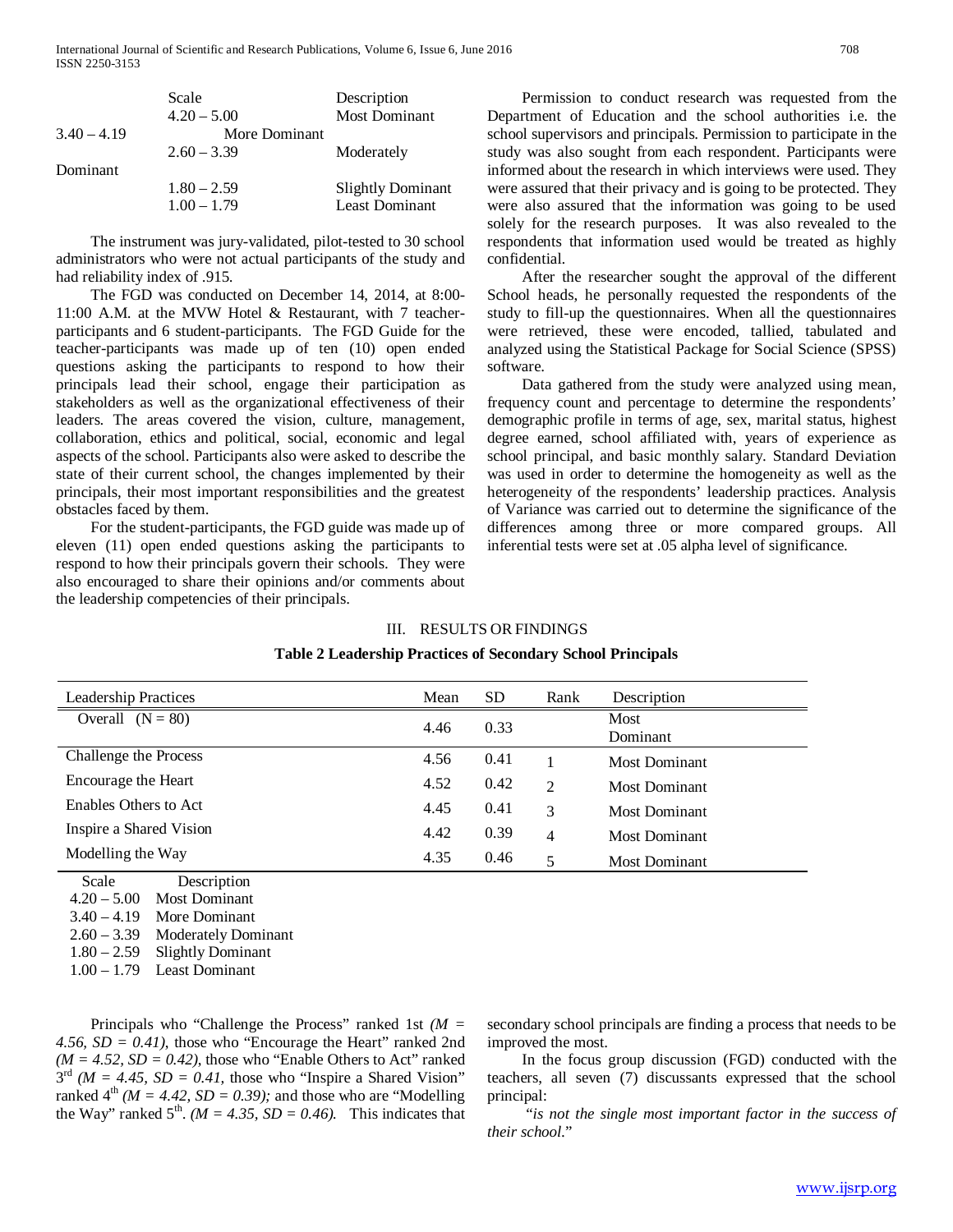| Scale | Description |
| --- | --- |
| 4.20 – 5.00 | Most Dominant |
| 3.40 – 4.19 | More Dominant |
| 2.60 – 3.39 | Moderately Dominant |
| 1.80 – 2.59 | Slightly Dominant |
| 1.00 – 1.79 | Least Dominant |

The instrument was jury-validated, pilot-tested to 30 school administrators who were not actual participants of the study and had reliability index of .915.

The FGD was conducted on December 14, 2014, at 8:00-11:00 A.M. at the MVW Hotel & Restaurant, with 7 teacher-participants and 6 student-participants. The FGD Guide for the teacher-participants was made up of ten (10) open ended questions asking the participants to respond to how their principals lead their school, engage their participation as stakeholders as well as the organizational effectiveness of their leaders. The areas covered the vision, culture, management, collaboration, ethics and political, social, economic and legal aspects of the school. Participants also were asked to describe the state of their current school, the changes implemented by their principals, their most important responsibilities and the greatest obstacles faced by them.

For the student-participants, the FGD guide was made up of eleven (11) open ended questions asking the participants to respond to how their principals govern their schools. They were also encouraged to share their opinions and/or comments about the leadership competencies of their principals.

Permission to conduct research was requested from the Department of Education and the school authorities i.e. the school supervisors and principals. Permission to participate in the study was also sought from each respondent. Participants were informed about the research in which interviews were used. They were assured that their privacy and is going to be protected. They were also assured that the information was going to be used solely for the research purposes. It was also revealed to the respondents that information used would be treated as highly confidential.

After the researcher sought the approval of the different School heads, he personally requested the respondents of the study to fill-up the questionnaires. When all the questionnaires were retrieved, these were encoded, tallied, tabulated and analyzed using the Statistical Package for Social Science (SPSS) software.

Data gathered from the study were analyzed using mean, frequency count and percentage to determine the respondents' demographic profile in terms of age, sex, marital status, highest degree earned, school affiliated with, years of experience as school principal, and basic monthly salary. Standard Deviation was used in order to determine the homogeneity as well as the heterogeneity of the respondents' leadership practices. Analysis of Variance was carried out to determine the significance of the differences among three or more compared groups. All inferential tests were set at .05 alpha level of significance.

## III. RESULTS OR FINDINGS

**Table 2 Leadership Practices of Secondary School Principals**

| Leadership Practices | Mean | SD | Rank | Description |
| --- | --- | --- | --- | --- |
| Overall (N = 80) | 4.46 | 0.33 | | Most Dominant |
| Challenge the Process | 4.56 | 0.41 | 1 | Most Dominant |
| Encourage the Heart | 4.52 | 0.42 | 2 | Most Dominant |
| Enables Others to Act | 4.45 | 0.41 | 3 | Most Dominant |
| Inspire a Shared Vision | 4.42 | 0.39 | 4 | Most Dominant |
| Modelling the Way | 4.35 | 0.46 | 5 | Most Dominant |

| Scale | Description |
| --- | --- |
| 4.20 – 5.00 | Most Dominant |
| 3.40 – 4.19 | More Dominant |
| 2.60 – 3.39 | Moderately Dominant |
| 1.80 – 2.59 | Slightly Dominant |
| 1.00 – 1.79 | Least Dominant |

Principals who "Challenge the Process" ranked 1st *($M = 4.56$, $SD = 0.41$)*, those who "Encourage the Heart" ranked 2nd *($M = 4.52$, $SD = 0.42$)*, those who "Enable Others to Act" ranked 3rd *($M = 4.45$, $SD = 0.41$*, those who "Inspire a Shared Vision" ranked 4th *($M = 4.42$, $SD = 0.39$);* and those who are "Modelling the Way" ranked 5th. *($M = 4.35$, $SD = 0.46$).* This indicates that secondary school principals are finding a process that needs to be improved the most.

In the focus group discussion (FGD) conducted with the teachers, all seven (7) discussants expressed that the school principal:

"*is not the single most important factor in the success of their school.*"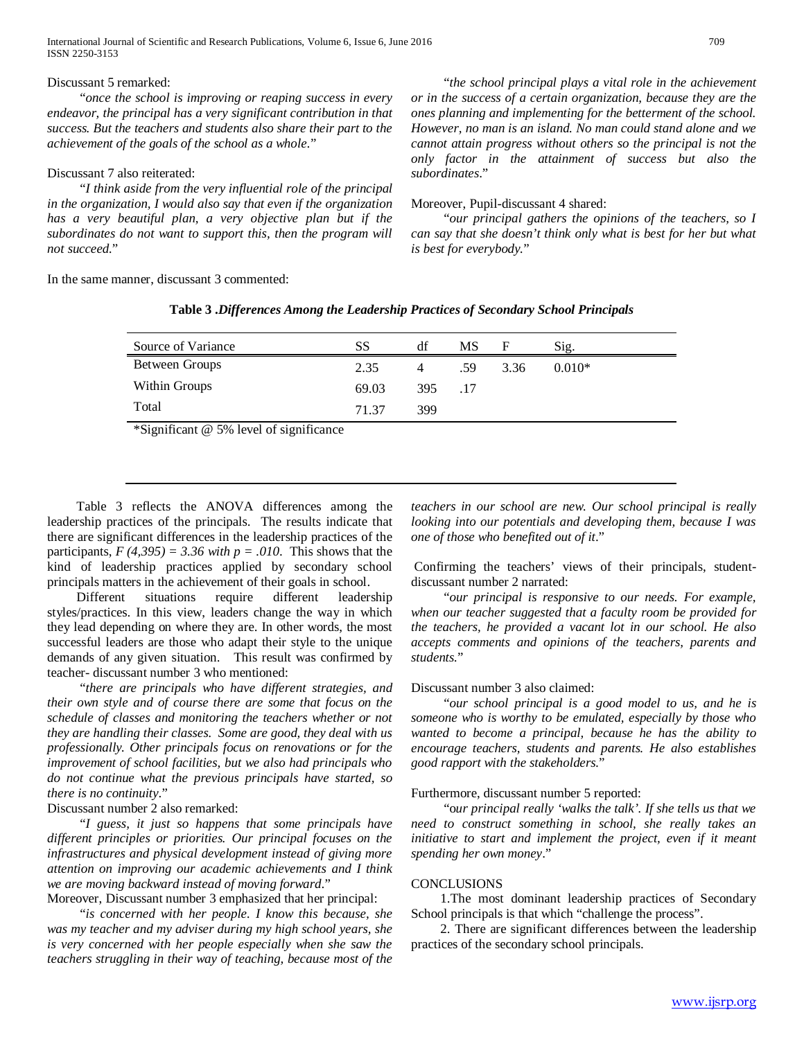Discussant 5 remarked:

"*once the school is improving or reaping success in every endeavor, the principal has a very significant contribution in that success. But the teachers and students also share their part to the achievement of the goals of the school as a whole*."

Discussant 7 also reiterated:

"*I think aside from the very influential role of the principal in the organization, I would also say that even if the organization has a very beautiful plan, a very objective plan but if the subordinates do not want to support this, then the program will not succeed.*"

In the same manner, discussant 3 commented:

"*the school principal plays a vital role in the achievement or in the success of a certain organization, because they are the ones planning and implementing for the betterment of the school. However, no man is an island. No man could stand alone and we cannot attain progress without others so the principal is not the only factor in the attainment of success but also the subordinates*."

Moreover, Pupil-discussant 4 shared:

"*our principal gathers the opinions of the teachers, so I can say that she doesn't think only what is best for her but what is best for everybody.*"

**Table 3 .*Differences Among the Leadership Practices of Secondary School Principals***

| Source of Variance | SS | df | MS | F | Sig. |
|---|---|---|---|---|---|
| Between Groups | 2.35 | 4 | .59 | 3.36 | 0.010* |
| Within Groups | 69.03 | 395 | .17 | | |
| Total | 71.37 | 399 | | | |

*Significant @ 5% level of significance

Table 3 reflects the ANOVA differences among the leadership practices of the principals. The results indicate that there are significant differences in the leadership practices of the participants, $F(4,395) = 3.36$ *with* $p = .010$. This shows that the kind of leadership practices applied by secondary school principals matters in the achievement of their goals in school.

Different situations require different leadership styles/practices. In this view, leaders change the way in which they lead depending on where they are. In other words, the most successful leaders are those who adapt their style to the unique demands of any given situation. This result was confirmed by teacher- discussant number 3 who mentioned:

"*there are principals who have different strategies, and their own style and of course there are some that focus on the schedule of classes and monitoring the teachers whether or not they are handling their classes. Some are good, they deal with us professionally. Other principals focus on renovations or for the improvement of school facilities, but we also had principals who do not continue what the previous principals have started, so there is no continuity*."

Discussant number 2 also remarked:

"*I guess, it just so happens that some principals have different principles or priorities. Our principal focuses on the infrastructures and physical development instead of giving more attention on improving our academic achievements and I think we are moving backward instead of moving forward*."

Moreover, Discussant number 3 emphasized that her principal:

"*is concerned with her people. I know this because, she was my teacher and my adviser during my high school years, she is very concerned with her people especially when she saw the teachers struggling in their way of teaching, because most of the teachers in our school are new. Our school principal is really looking into our potentials and developing them, because I was one of those who benefited out of it*."

Confirming the teachers' views of their principals, student-discussant number 2 narrated:

"*our principal is responsive to our needs. For example, when our teacher suggested that a faculty room be provided for the teachers, he provided a vacant lot in our school. He also accepts comments and opinions of the teachers, parents and students.*"

Discussant number 3 also claimed:

"*our school principal is a good model to us, and he is someone who is worthy to be emulated, especially by those who wanted to become a principal, because he has the ability to encourage teachers, students and parents. He also establishes good rapport with the stakeholders.*"

Furthermore, discussant number 5 reported:

"*our principal really 'walks the talk'. If she tells us that we need to construct something in school, she really takes an initiative to start and implement the project, even if it meant spending her own money*."

## CONCLUSIONS

1. The most dominant leadership practices of Secondary School principals is that which "challenge the process".

2. There are significant differences between the leadership practices of the secondary school principals.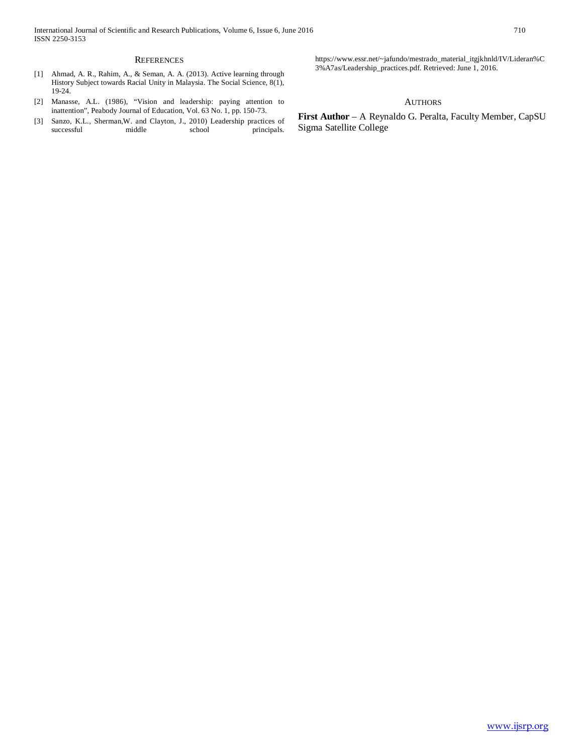## REFERENCES

[1] Ahmad, A. R., Rahim, A., & Seman, A. A. (2013). Active learning through History Subject towards Racial Unity in Malaysia. The Social Science, 8(1), 19-24.

[2] Manasse, A.L. (1986), “Vision and leadership: paying attention to inattention”, Peabody Journal of Education, Vol. 63 No. 1, pp. 150-73.

[3] Sanzo, K.L., Sherman,W. and Clayton, J., 2010) Leadership practices of successful middle school principals. https://www.essr.net/~jafundo/mestrado_material_itgjkhnld/IV/Lideran%C3%A7as/Leadership_practices.pdf. Retrieved: June 1, 2016.

## AUTHORS

**First Author** – A Reynaldo G. Peralta, Faculty Member, CapSU Sigma Satellite College